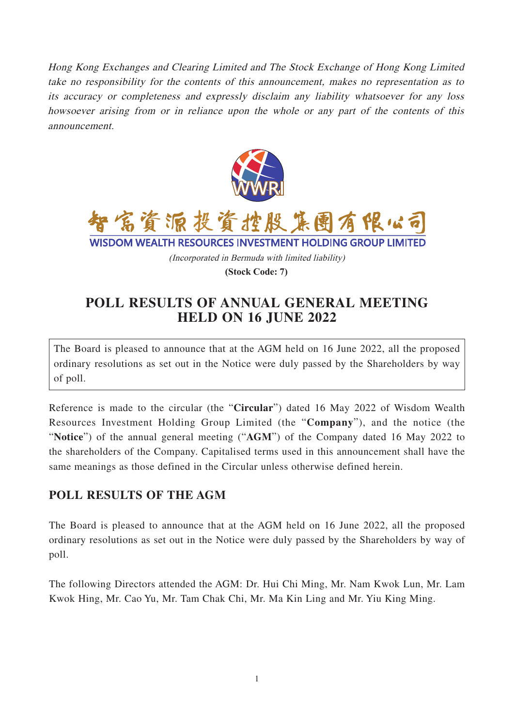*Hong Kong Exchanges and Clearing Limited and The Stock Exchange of Hong Kong Limited take no responsibility for the contents of this announcement, makes no representation as to its accuracy or completeness and expressly disclaim any liability whatsoever for any loss howsoever arising from or in reliance upon the whole or any part of the contents of this announcement.*

智富資源投資控股集團有限公司

**WISDOM WEALTH RESOURCES INVESTMENT HOLDING GROUP LIMITED**

*(Incorporated in Bermuda with limited liability)*

**(Stock Code: 7)**

# POLL RESULTS OF ANNUAL GENERAL MEETING HELD ON 16 JUNE 2022

The Board is pleased to announce that at the AGM held on 16 June 2022, all the proposed ordinary resolutions as set out in the Notice were duly passed by the Shareholders by way of poll.

Reference is made to the circular (the "**Circular**") dated 16 May 2022 of Wisdom Wealth Resources Investment Holding Group Limited (the "**Company**"), and the notice (the "**Notice**") of the annual general meeting ("**AGM**") of the Company dated 16 May 2022 to the shareholders of the Company. Capitalised terms used in this announcement shall have the same meanings as those defined in the Circular unless otherwise defined herein.

## POLL RESULTS OF THE AGM

The Board is pleased to announce that at the AGM held on 16 June 2022, all the proposed ordinary resolutions as set out in the Notice were duly passed by the Shareholders by way of poll.

The following Directors attended the AGM: Dr. Hui Chi Ming, Mr. Nam Kwok Lun, Mr. Lam Kwok Hing, Mr. Cao Yu, Mr. Tam Chak Chi, Mr. Ma Kin Ling and Mr. Yiu King Ming.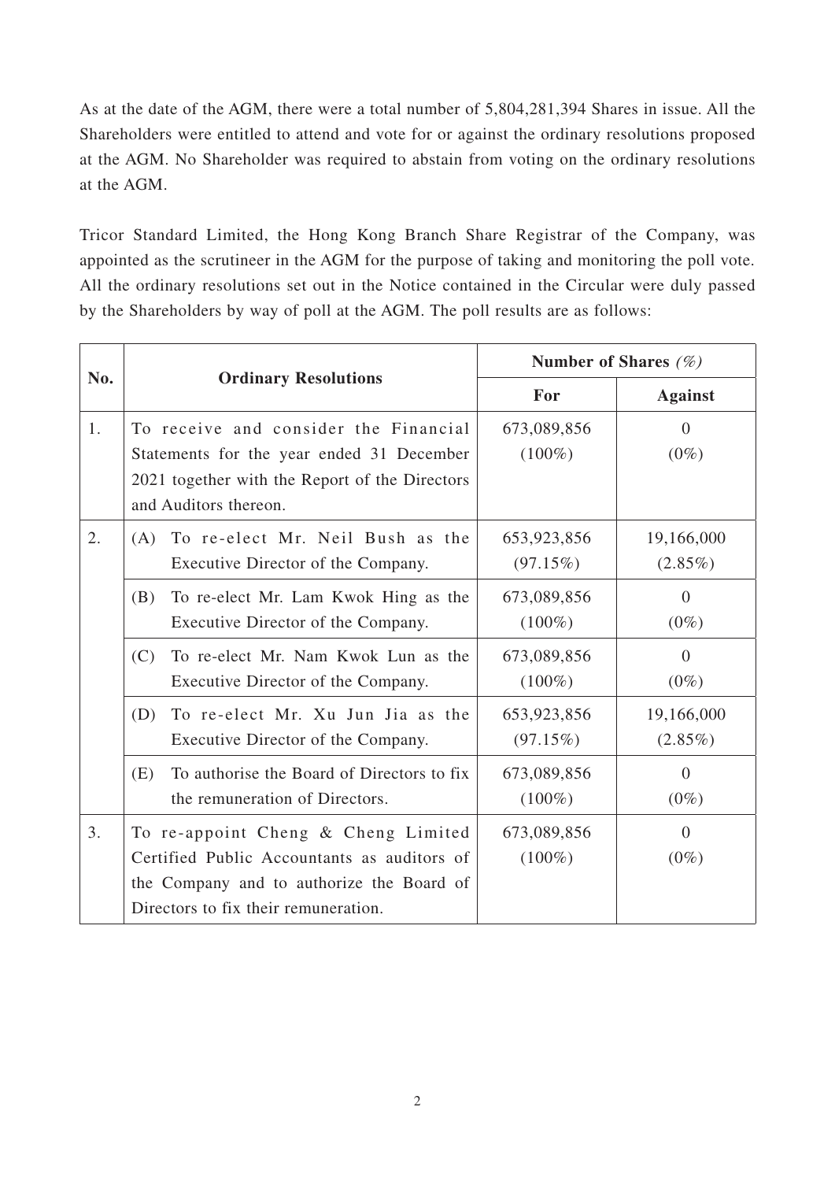As at the date of the AGM, there were a total number of 5,804,281,394 Shares in issue. All the Shareholders were entitled to attend and vote for or against the ordinary resolutions proposed at the AGM. No Shareholder was required to abstain from voting on the ordinary resolutions at the AGM.

Tricor Standard Limited, the Hong Kong Branch Share Registrar of the Company, was appointed as the scrutineer in the AGM for the purpose of taking and monitoring the poll vote. All the ordinary resolutions set out in the Notice contained in the Circular were duly passed by the Shareholders by way of poll at the AGM. The poll results are as follows:

| No. | Ordinary Resolutions | Number of Shares *(%)* | |
|---|---|---|---|
| | | **For** | **Against** |
| 1. | To receive and consider the Financial Statements for the year ended 31 December 2021 together with the Report of the Directors and Auditors thereon. | 673,089,856 (100%) | 0 (0%) |
| 2. | (A) To re-elect Mr. Neil Bush as the Executive Director of the Company. | 653,923,856 (97.15%) | 19,166,000 (2.85%) |
| | (B) To re-elect Mr. Lam Kwok Hing as the Executive Director of the Company. | 673,089,856 (100%) | 0 (0%) |
| | (C) To re-elect Mr. Nam Kwok Lun as the Executive Director of the Company. | 673,089,856 (100%) | 0 (0%) |
| | (D) To re-elect Mr. Xu Jun Jia as the Executive Director of the Company. | 653,923,856 (97.15%) | 19,166,000 (2.85%) |
| | (E) To authorise the Board of Directors to fix the remuneration of Directors. | 673,089,856 (100%) | 0 (0%) |
| 3. | To re-appoint Cheng & Cheng Limited Certified Public Accountants as auditors of the Company and to authorize the Board of Directors to fix their remuneration. | 673,089,856 (100%) | 0 (0%) |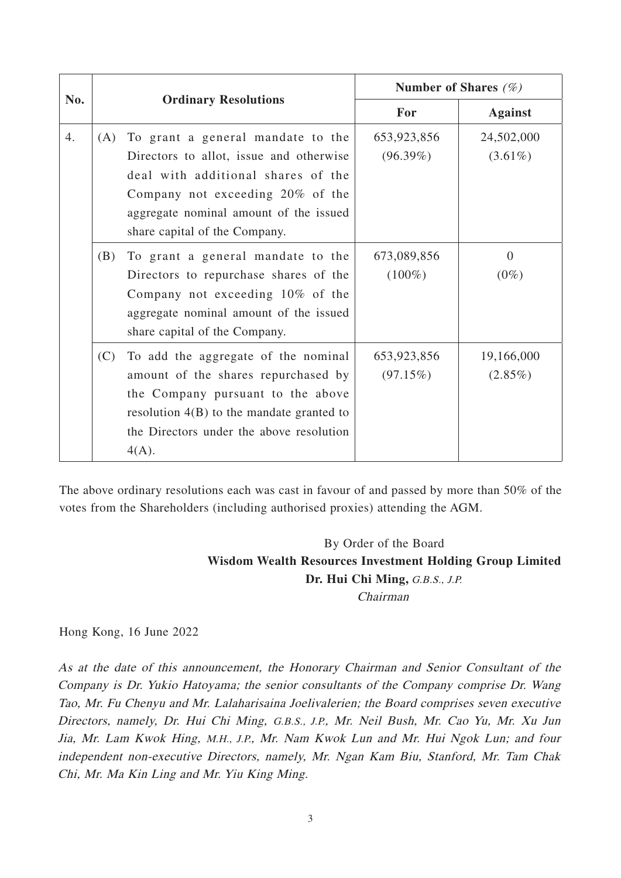| No. | Ordinary Resolutions | | Number of Shares (%) | |
|---|---|---|---|---|
| | | | For | Against |
| 4. | (A) | To grant a general mandate to the Directors to allot, issue and otherwise deal with additional shares of the Company not exceeding 20% of the aggregate nominal amount of the issued share capital of the Company. | 653,923,856 (96.39%) | 24,502,000 (3.61%) |
| | (B) | To grant a general mandate to the Directors to repurchase shares of the Company not exceeding 10% of the aggregate nominal amount of the issued share capital of the Company. | 673,089,856 (100%) | 0 (0%) |
| | (C) | To add the aggregate of the nominal amount of the shares repurchased by the Company pursuant to the above resolution 4(B) to the mandate granted to the Directors under the above resolution 4(A). | 653,923,856 (97.15%) | 19,166,000 (2.85%) |

The above ordinary resolutions each was cast in favour of and passed by more than 50% of the votes from the Shareholders (including authorised proxies) attending the AGM.

By Order of the Board
**Wisdom Wealth Resources Investment Holding Group Limited**
**Dr. Hui Chi Ming,** *G.B.S., J.P.*
*Chairman*

Hong Kong, 16 June 2022

*As at the date of this announcement, the Honorary Chairman and Senior Consultant of the Company is Dr. Yukio Hatoyama; the senior consultants of the Company comprise Dr. Wang Tao, Mr. Fu Chenyu and Mr. Lalaharisaina Joelivalerien; the Board comprises seven executive Directors, namely, Dr. Hui Chi Ming, G.B.S., J.P., Mr. Neil Bush, Mr. Cao Yu, Mr. Xu Jun Jia, Mr. Lam Kwok Hing, M.H., J.P., Mr. Nam Kwok Lun and Mr. Hui Ngok Lun; and four independent non-executive Directors, namely, Mr. Ngan Kam Biu, Stanford, Mr. Tam Chak Chi, Mr. Ma Kin Ling and Mr. Yiu King Ming.*